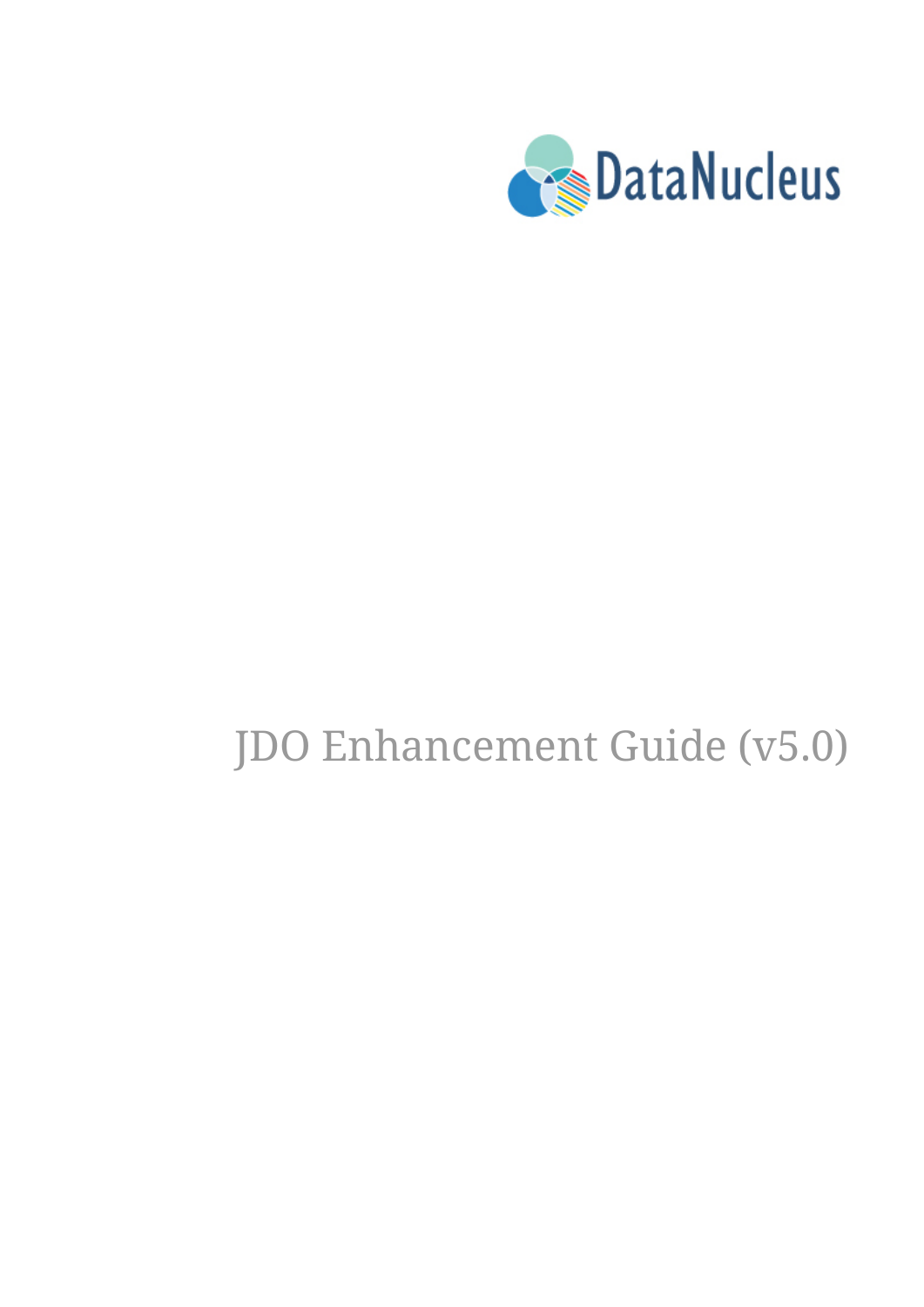DataNucleus

# JDO Enhancement Guide (v5.0)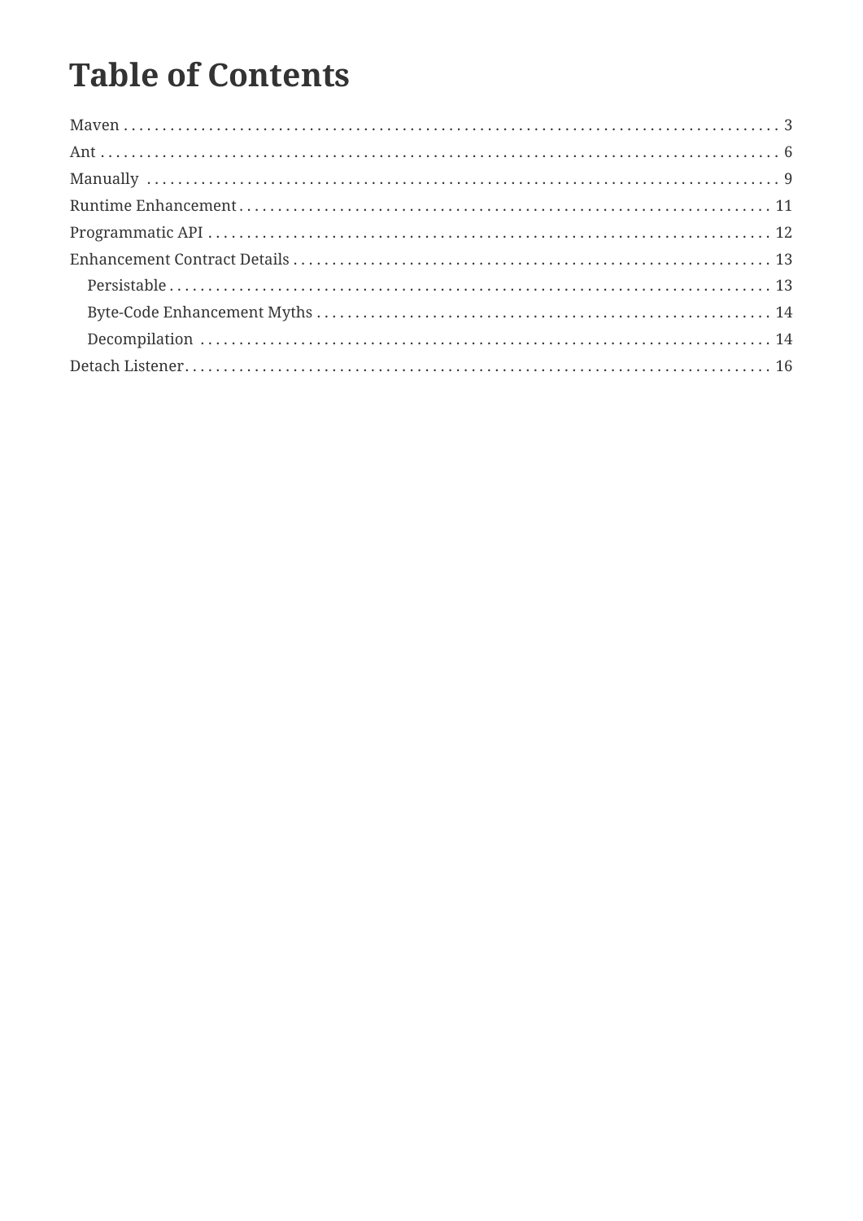# Table of Contents

- Maven . . . . . . . . . . . . . . . . . . . . . . . . . . . . . . . . . . . . . . . . . . . . . . . . . . . . . 3
- Ant . . . . . . . . . . . . . . . . . . . . . . . . . . . . . . . . . . . . . . . . . . . . . . . . . . . . . . . 6
- Manually . . . . . . . . . . . . . . . . . . . . . . . . . . . . . . . . . . . . . . . . . . . . . . . . . . . . 9
- Runtime Enhancement . . . . . . . . . . . . . . . . . . . . . . . . . . . . . . . . . . . . . . . . . . . 11
- Programmatic API . . . . . . . . . . . . . . . . . . . . . . . . . . . . . . . . . . . . . . . . . . . . . 12
- Enhancement Contract Details . . . . . . . . . . . . . . . . . . . . . . . . . . . . . . . . . . . . 13
    - Persistable . . . . . . . . . . . . . . . . . . . . . . . . . . . . . . . . . . . . . . . . . . . . . . 13
    - Byte-Code Enhancement Myths . . . . . . . . . . . . . . . . . . . . . . . . . . . . . . . . . 14
    - Decompilation . . . . . . . . . . . . . . . . . . . . . . . . . . . . . . . . . . . . . . . . . . . . 14
- Detach Listener . . . . . . . . . . . . . . . . . . . . . . . . . . . . . . . . . . . . . . . . . . . . . . 16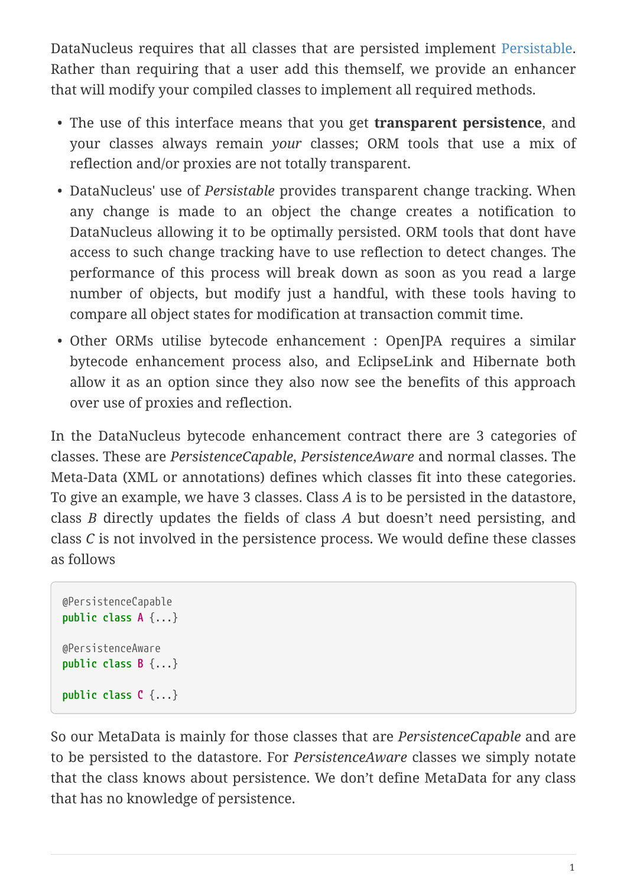DataNucleus requires that all classes that are persisted implement Persistable. Rather than requiring that a user add this themself, we provide an enhancer that will modify your compiled classes to implement all required methods.

- The use of this interface means that you get **transparent persistence**, and your classes always remain *your* classes; ORM tools that use a mix of reflection and/or proxies are not totally transparent.
- DataNucleus' use of *Persistable* provides transparent change tracking. When any change is made to an object the change creates a notification to DataNucleus allowing it to be optimally persisted. ORM tools that dont have access to such change tracking have to use reflection to detect changes. The performance of this process will break down as soon as you read a large number of objects, but modify just a handful, with these tools having to compare all object states for modification at transaction commit time.
- Other ORMs utilise bytecode enhancement : OpenJPA requires a similar bytecode enhancement process also, and EclipseLink and Hibernate both allow it as an option since they also now see the benefits of this approach over use of proxies and reflection.

In the DataNucleus bytecode enhancement contract there are 3 categories of classes. These are *PersistenceCapable*, *PersistenceAware* and normal classes. The Meta-Data (XML or annotations) defines which classes fit into these categories. To give an example, we have 3 classes. Class *A* is to be persisted in the datastore, class *B* directly updates the fields of class *A* but doesn't need persisting, and class *C* is not involved in the persistence process. We would define these classes as follows

```
@PersistenceCapable
public class A {...}

@PersistenceAware
public class B {...}

public class C {...}
```

So our MetaData is mainly for those classes that are *PersistenceCapable* and are to be persisted to the datastore. For *PersistenceAware* classes we simply notate that the class knows about persistence. We don't define MetaData for any class that has no knowledge of persistence.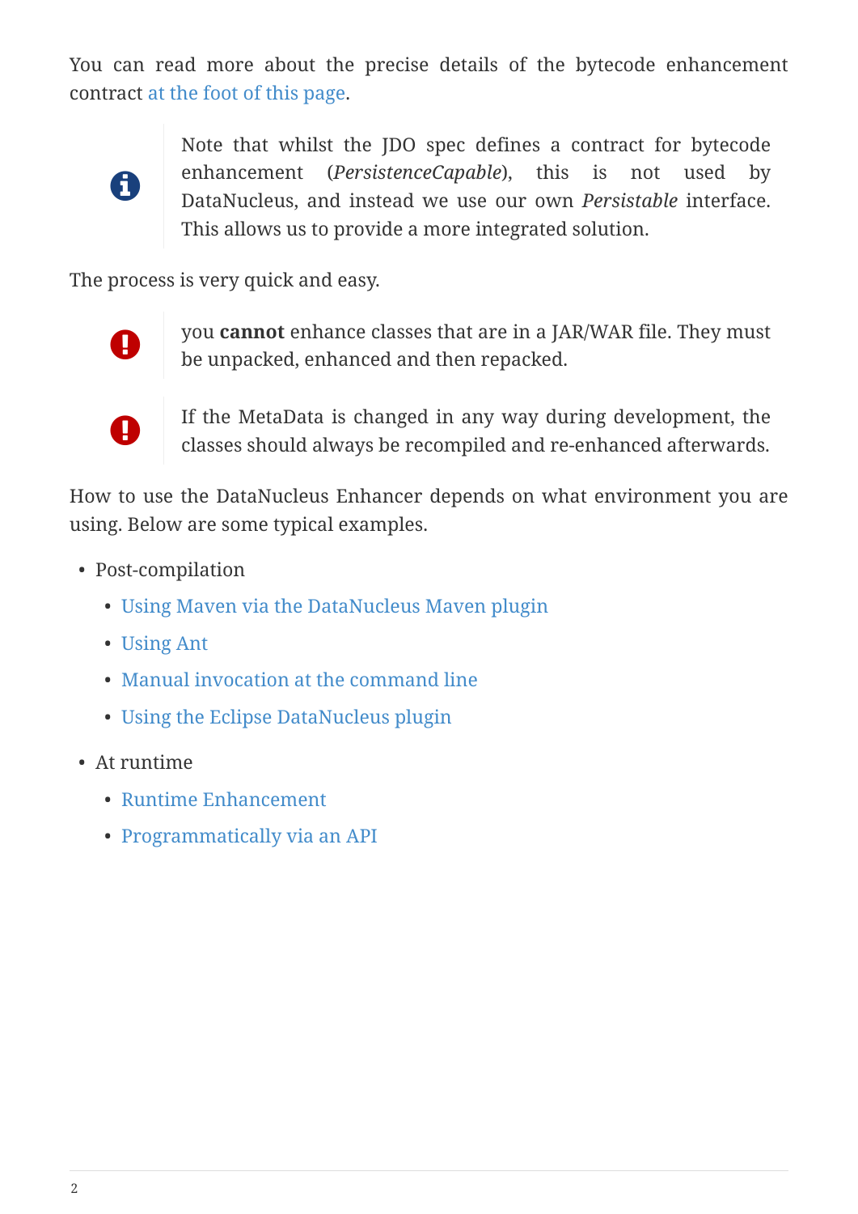You can read more about the precise details of the bytecode enhancement contract at the foot of this page.

> Note that whilst the JDO spec defines a contract for bytecode enhancement (*PersistenceCapable*), this is not used by DataNucleus, and instead we use our own *Persistable* interface. This allows us to provide a more integrated solution.

The process is very quick and easy.

> you **cannot** enhance classes that are in a JAR/WAR file. They must be unpacked, enhanced and then repacked.

> If the MetaData is changed in any way during development, the classes should always be recompiled and re-enhanced afterwards.

How to use the DataNucleus Enhancer depends on what environment you are using. Below are some typical examples.

- Post-compilation
  - Using Maven via the DataNucleus Maven plugin
  - Using Ant
  - Manual invocation at the command line
  - Using the Eclipse DataNucleus plugin
- At runtime
  - Runtime Enhancement
  - Programmatically via an API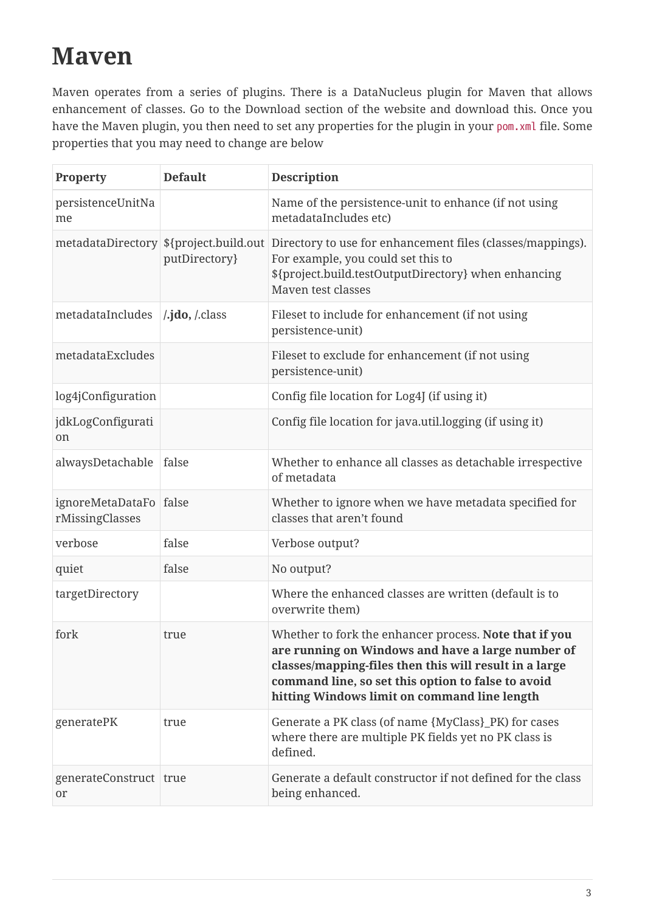# Maven

Maven operates from a series of plugins. There is a DataNucleus plugin for Maven that allows enhancement of classes. Go to the Download section of the website and download this. Once you have the Maven plugin, you then need to set any properties for the plugin in your `pom.xml` file. Some properties that you may need to change are below

| Property | Default | Description |
| --- | --- | --- |
| persistenceUnitName | | Name of the persistence-unit to enhance (if not using metadataIncludes etc) |
| metadataDirectory | ${project.build.outputDirectory} | Directory to use for enhancement files (classes/mappings). For example, you could set this to ${project.build.testOutputDirectory} when enhancing Maven test classes |
| metadataIncludes | /**.jdo**, /.class | Fileset to include for enhancement (if not using persistence-unit) |
| metadataExcludes | | Fileset to exclude for enhancement (if not using persistence-unit) |
| log4jConfiguration | | Config file location for Log4J (if using it) |
| jdkLogConfiguration | | Config file location for java.util.logging (if using it) |
| alwaysDetachable | false | Whether to enhance all classes as detachable irrespective of metadata |
| ignoreMetaDataForMissingClasses | false | Whether to ignore when we have metadata specified for classes that aren't found |
| verbose | false | Verbose output? |
| quiet | false | No output? |
| targetDirectory | | Where the enhanced classes are written (default is to overwrite them) |
| fork | true | Whether to fork the enhancer process. **Note that if you are running on Windows and have a large number of classes/mapping-files then this will result in a large command line, so set this option to false to avoid hitting Windows limit on command line length** |
| generatePK | true | Generate a PK class (of name {MyClass}_PK) for cases where there are multiple PK fields yet no PK class is defined. |
| generateConstructor | true | Generate a default constructor if not defined for the class being enhanced. |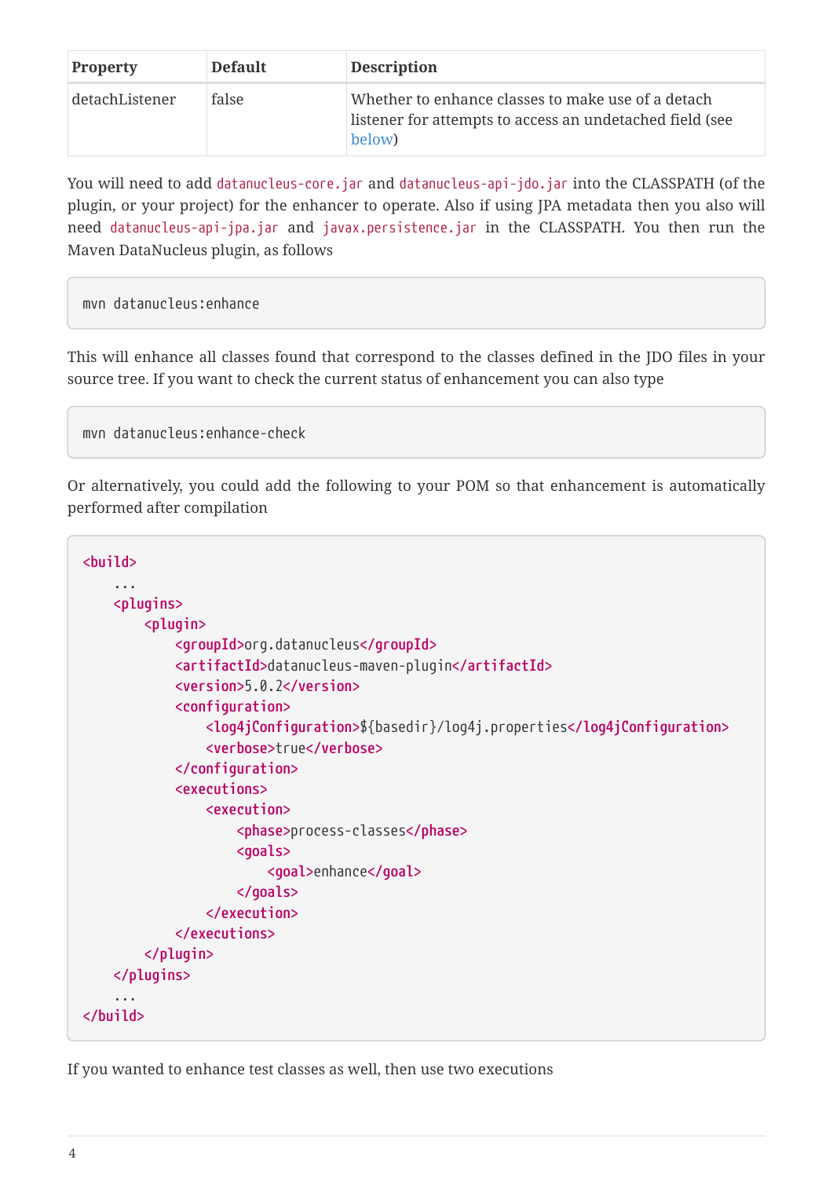| Property | Default | Description |
| --- | --- | --- |
| detachListener | false | Whether to enhance classes to make use of a detach listener for attempts to access an undetached field (see below) |

You will need to add `datanucleus-core.jar` and `datanucleus-api-jdo.jar` into the CLASSPATH (of the plugin, or your project) for the enhancer to operate. Also if using JPA metadata then you also will need `datanucleus-api-jpa.jar` and `javax.persistence.jar` in the CLASSPATH. You then run the Maven DataNucleus plugin, as follows

```
mvn datanucleus:enhance
```

This will enhance all classes found that correspond to the classes defined in the JDO files in your source tree. If you want to check the current status of enhancement you can also type

```
mvn datanucleus:enhance-check
```

Or alternatively, you could add the following to your POM so that enhancement is automatically performed after compilation

```
<build>
    ...
    <plugins>
        <plugin>
            <groupId>org.datanucleus</groupId>
            <artifactId>datanucleus-maven-plugin</artifactId>
            <version>5.0.2</version>
            <configuration>
                <log4jConfiguration>${basedir}/log4j.properties</log4jConfiguration>
                <verbose>true</verbose>
            </configuration>
            <executions>
                <execution>
                    <phase>process-classes</phase>
                    <goals>
                        <goal>enhance</goal>
                    </goals>
                </execution>
            </executions>
        </plugin>
    </plugins>
    ...
</build>
```

If you wanted to enhance test classes as well, then use two executions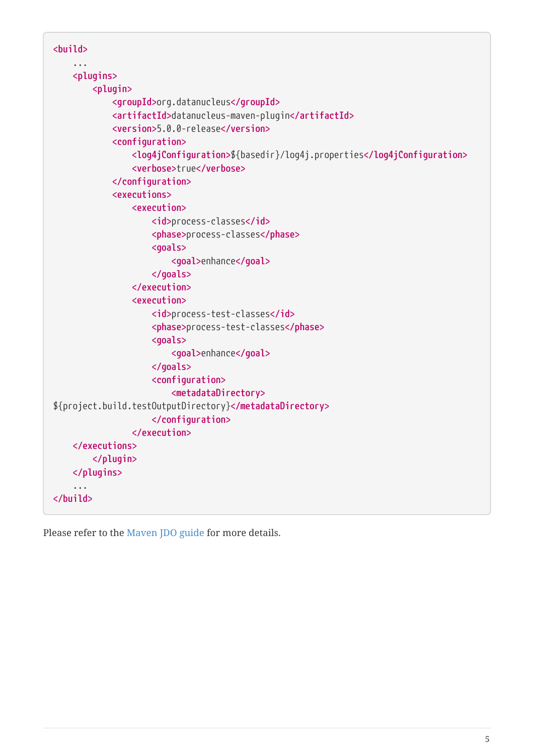```
<build>
    ...
    <plugins>
        <plugin>
            <groupId>org.datanucleus</groupId>
            <artifactId>datanucleus-maven-plugin</artifactId>
            <version>5.0.0-release</version>
            <configuration>
                <log4jConfiguration>${basedir}/log4j.properties</log4jConfiguration>
                <verbose>true</verbose>
            </configuration>
            <executions>
                <execution>
                    <id>process-classes</id>
                    <phase>process-classes</phase>
                    <goals>
                        <goal>enhance</goal>
                    </goals>
                </execution>
                <execution>
                    <id>process-test-classes</id>
                    <phase>process-test-classes</phase>
                    <goals>
                        <goal>enhance</goal>
                    </goals>
                    <configuration>
                        <metadataDirectory>
${project.build.testOutputDirectory}</metadataDirectory>
                    </configuration>
                </execution>
    </executions>
        </plugin>
    </plugins>
    ...
</build>
```

Please refer to the Maven JDO guide for more details.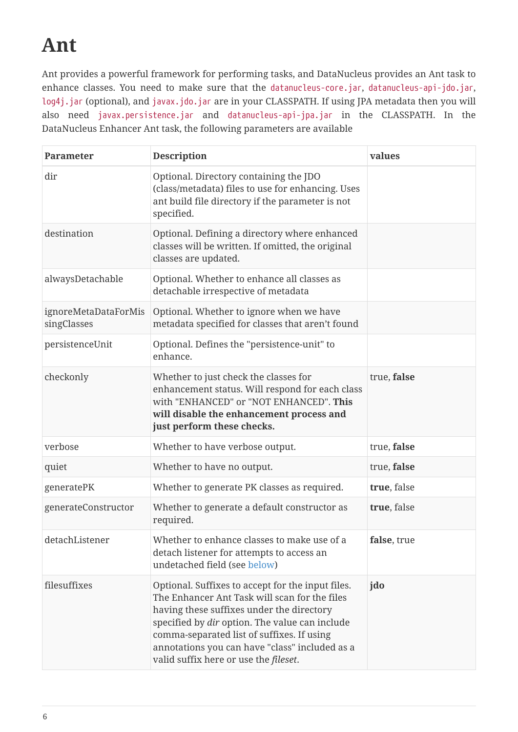# Ant

Ant provides a powerful framework for performing tasks, and DataNucleus provides an Ant task to enhance classes. You need to make sure that the `datanucleus-core.jar`, `datanucleus-api-jdo.jar`, `log4j.jar` (optional), and `javax.jdo.jar` are in your CLASSPATH. If using JPA metadata then you will also need `javax.persistence.jar` and `datanucleus-api-jpa.jar` in the CLASSPATH. In the DataNucleus Enhancer Ant task, the following parameters are available

| Parameter | Description | values |
| --- | --- | --- |
| dir | Optional. Directory containing the JDO (class/metadata) files to use for enhancing. Uses ant build file directory if the parameter is not specified. | |
| destination | Optional. Defining a directory where enhanced classes will be written. If omitted, the original classes are updated. | |
| alwaysDetachable | Optional. Whether to enhance all classes as detachable irrespective of metadata | |
| ignoreMetaDataForMissingClasses | Optional. Whether to ignore when we have metadata specified for classes that aren't found | |
| persistenceUnit | Optional. Defines the "persistence-unit" to enhance. | |
| checkonly | Whether to just check the classes for enhancement status. Will respond for each class with "ENHANCED" or "NOT ENHANCED". **This will disable the enhancement process and just perform these checks.** | true, **false** |
| verbose | Whether to have verbose output. | true, **false** |
| quiet | Whether to have no output. | true, **false** |
| generatePK | Whether to generate PK classes as required. | **true**, false |
| generateConstructor | Whether to generate a default constructor as required. | **true**, false |
| detachListener | Whether to enhance classes to make use of a detach listener for attempts to access an undetached field (see below) | **false**, true |
| filesuffixes | Optional. Suffixes to accept for the input files. The Enhancer Ant Task will scan for the files having these suffixes under the directory specified by *dir* option. The value can include comma-separated list of suffixes. If using annotations you can have "class" included as a valid suffix here or use the *fileset*. | **jdo** |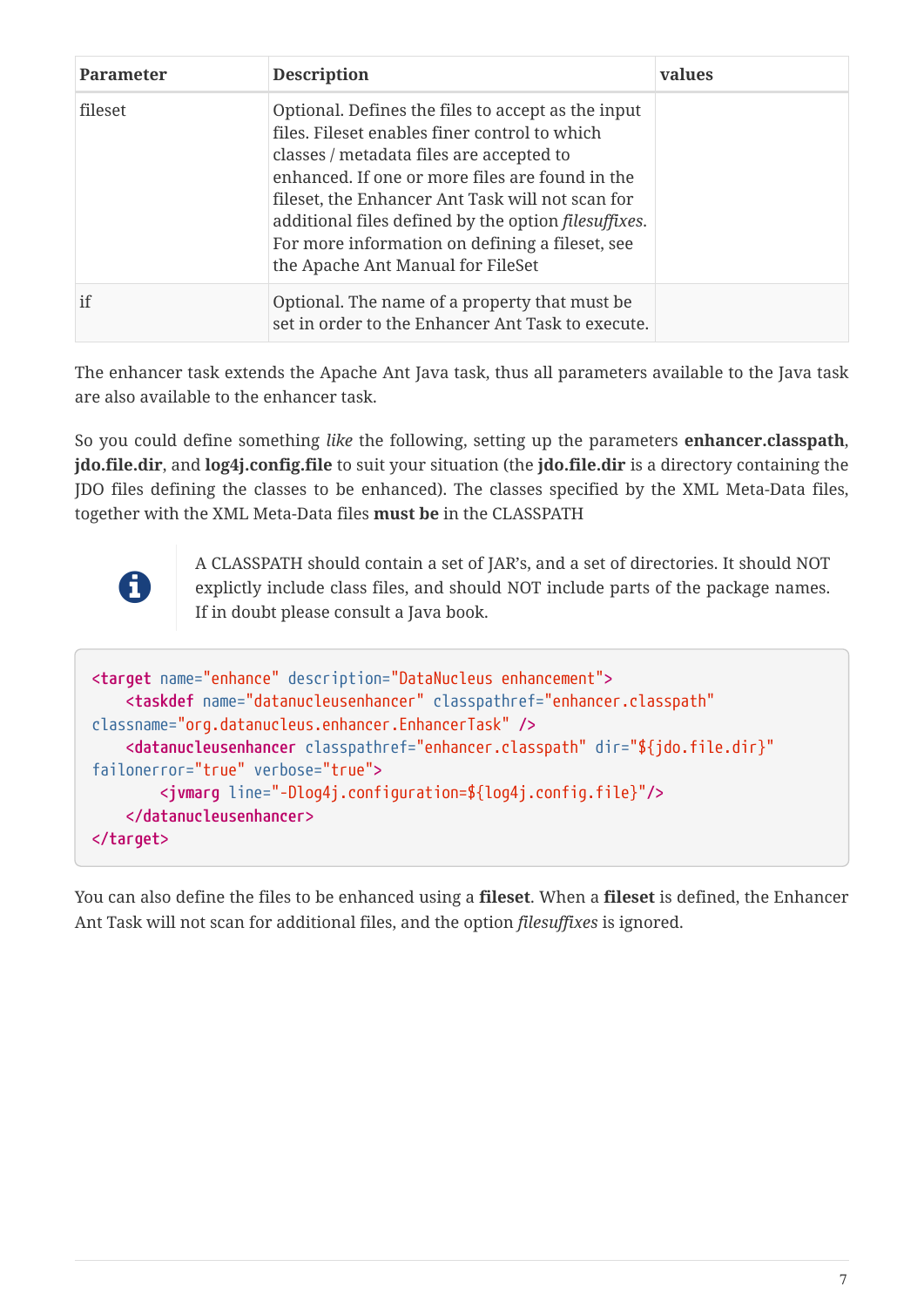| Parameter | Description | values |
| --- | --- | --- |
| fileset | Optional. Defines the files to accept as the input files. Fileset enables finer control to which classes / metadata files are accepted to enhanced. If one or more files are found in the fileset, the Enhancer Ant Task will not scan for additional files defined by the option *filesuffixes*. For more information on defining a fileset, see the Apache Ant Manual for FileSet | |
| if | Optional. The name of a property that must be set in order to the Enhancer Ant Task to execute. | |

The enhancer task extends the Apache Ant Java task, thus all parameters available to the Java task are also available to the enhancer task.

So you could define something *like* the following, setting up the parameters **enhancer.classpath**, **jdo.file.dir**, and **log4j.config.file** to suit your situation (the **jdo.file.dir** is a directory containing the JDO files defining the classes to be enhanced). The classes specified by the XML Meta-Data files, together with the XML Meta-Data files **must be** in the CLASSPATH

> A CLASSPATH should contain a set of JAR's, and a set of directories. It should NOT explictly include class files, and should NOT include parts of the package names. If in doubt please consult a Java book.

```
<target name="enhance" description="DataNucleus enhancement">
    <taskdef name="datanucleusenhancer" classpathref="enhancer.classpath"
classname="org.datanucleus.enhancer.EnhancerTask" />
    <datanucleusenhancer classpathref="enhancer.classpath" dir="${jdo.file.dir}"
failonerror="true" verbose="true">
        <jvmarg line="-Dlog4j.configuration=${log4j.config.file}"/>
    </datanucleusenhancer>
</target>
```

You can also define the files to be enhanced using a **fileset**. When a **fileset** is defined, the Enhancer Ant Task will not scan for additional files, and the option *filesuffixes* is ignored.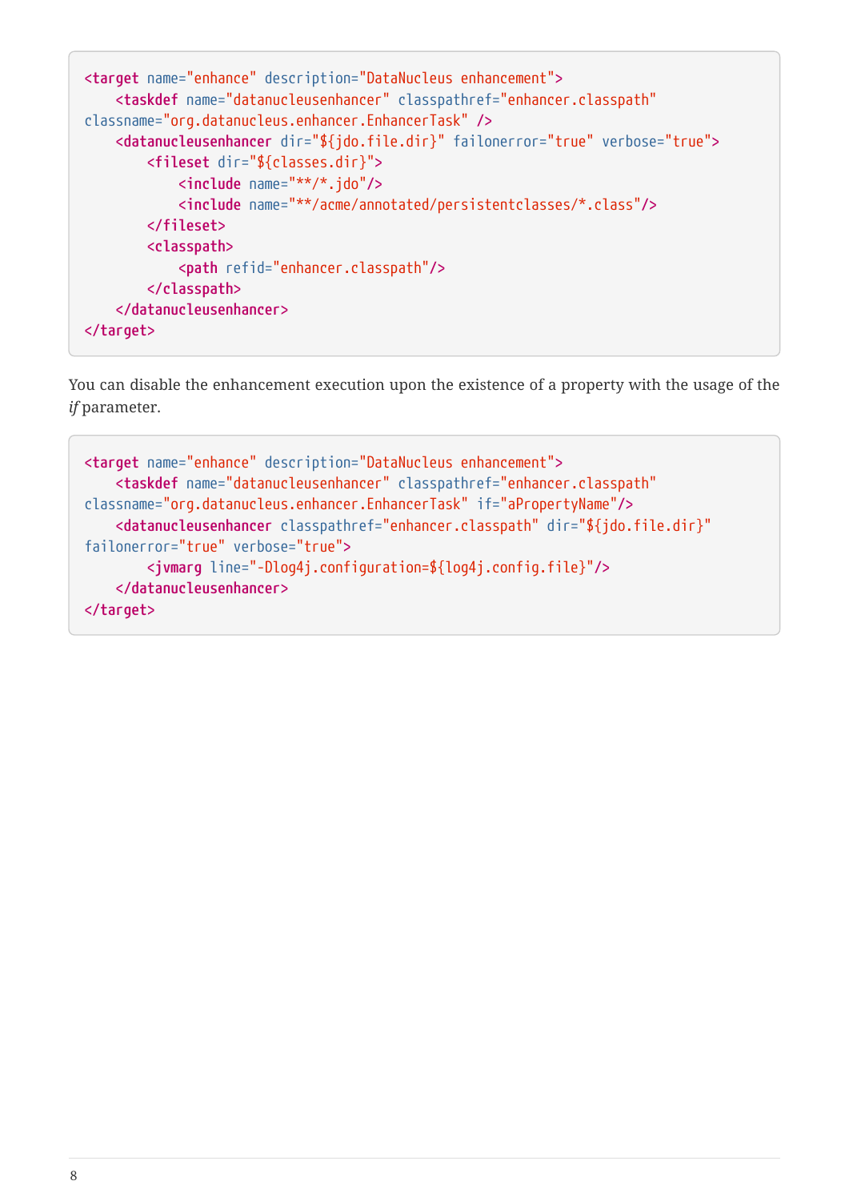```
<target name="enhance" description="DataNucleus enhancement">
    <taskdef name="datanucleusenhancer" classpathref="enhancer.classpath"
classname="org.datanucleus.enhancer.EnhancerTask" />
    <datanucleusenhancer dir="${jdo.file.dir}" failonerror="true" verbose="true">
        <fileset dir="${classes.dir}">
            <include name="**/*.jdo"/>
            <include name="**/acme/annotated/persistentclasses/*.class"/>
        </fileset>
        <classpath>
            <path refid="enhancer.classpath"/>
        </classpath>
    </datanucleusenhancer>
</target>
```

You can disable the enhancement execution upon the existence of a property with the usage of the *if* parameter.

```
<target name="enhance" description="DataNucleus enhancement">
    <taskdef name="datanucleusenhancer" classpathref="enhancer.classpath"
classname="org.datanucleus.enhancer.EnhancerTask" if="aPropertyName"/>
    <datanucleusenhancer classpathref="enhancer.classpath" dir="${jdo.file.dir}"
failonerror="true" verbose="true">
        <jvmarg line="-Dlog4j.configuration=${log4j.config.file}"/>
    </datanucleusenhancer>
</target>
```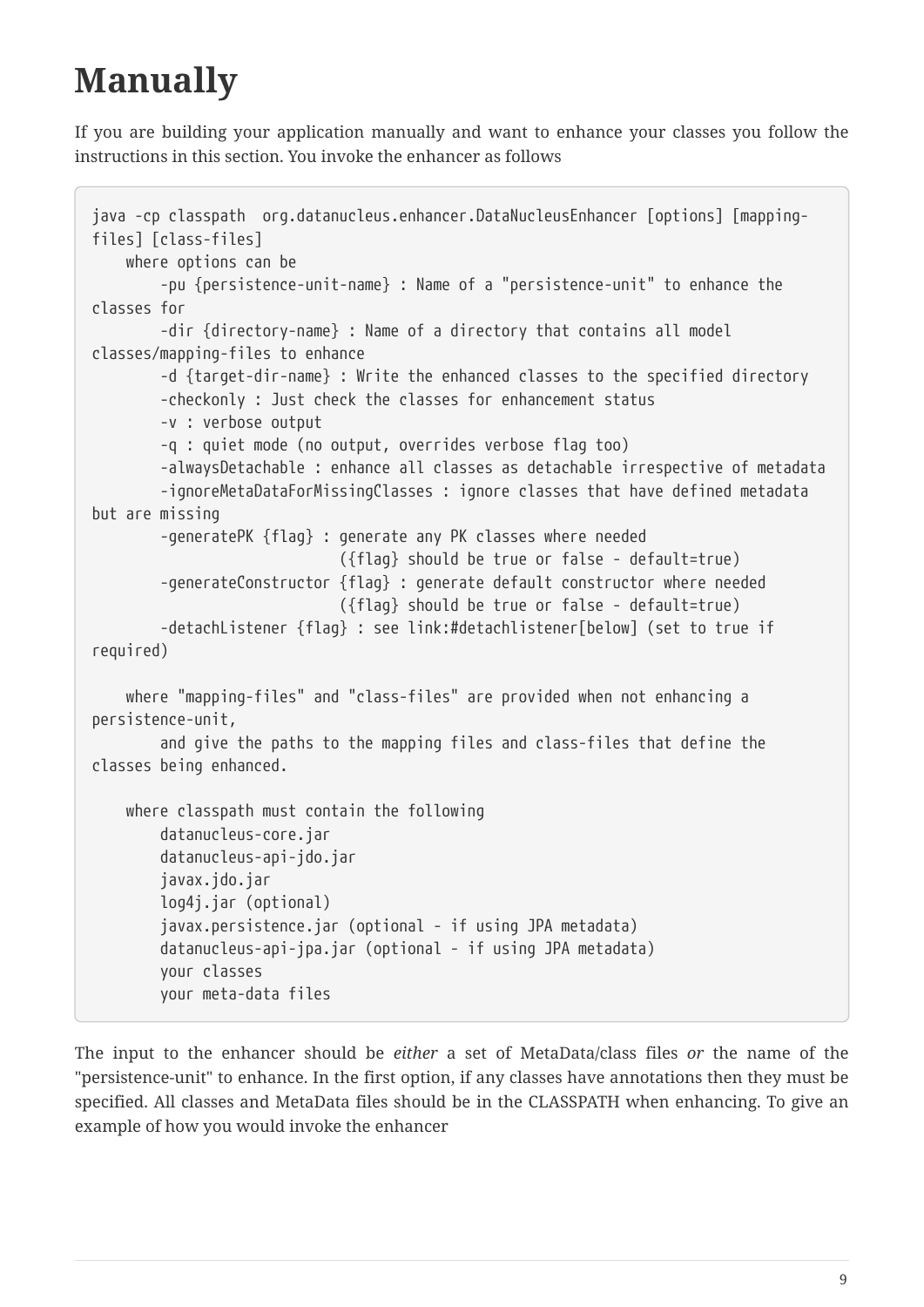# Manually

If you are building your application manually and want to enhance your classes you follow the instructions in this section. You invoke the enhancer as follows

```
java -cp classpath  org.datanucleus.enhancer.DataNucleusEnhancer [options] [mapping-files] [class-files]
    where options can be
        -pu {persistence-unit-name} : Name of a "persistence-unit" to enhance the classes for
        -dir {directory-name} : Name of a directory that contains all model classes/mapping-files to enhance
        -d {target-dir-name} : Write the enhanced classes to the specified directory
        -checkonly : Just check the classes for enhancement status
        -v : verbose output
        -q : quiet mode (no output, overrides verbose flag too)
        -alwaysDetachable : enhance all classes as detachable irrespective of metadata
        -ignoreMetaDataForMissingClasses : ignore classes that have defined metadata but are missing
        -generatePK {flag} : generate any PK classes where needed
                             ({flag} should be true or false - default=true)
        -generateConstructor {flag} : generate default constructor where needed
                             ({flag} should be true or false - default=true)
        -detachListener {flag} : see link:#detachlistener[below] (set to true if required)

    where "mapping-files" and "class-files" are provided when not enhancing a persistence-unit,
        and give the paths to the mapping files and class-files that define the classes being enhanced.

    where classpath must contain the following
        datanucleus-core.jar
        datanucleus-api-jdo.jar
        javax.jdo.jar
        log4j.jar (optional)
        javax.persistence.jar (optional - if using JPA metadata)
        datanucleus-api-jpa.jar (optional - if using JPA metadata)
        your classes
        your meta-data files
```

The input to the enhancer should be *either* a set of MetaData/class files *or* the name of the "persistence-unit" to enhance. In the first option, if any classes have annotations then they must be specified. All classes and MetaData files should be in the CLASSPATH when enhancing. To give an example of how you would invoke the enhancer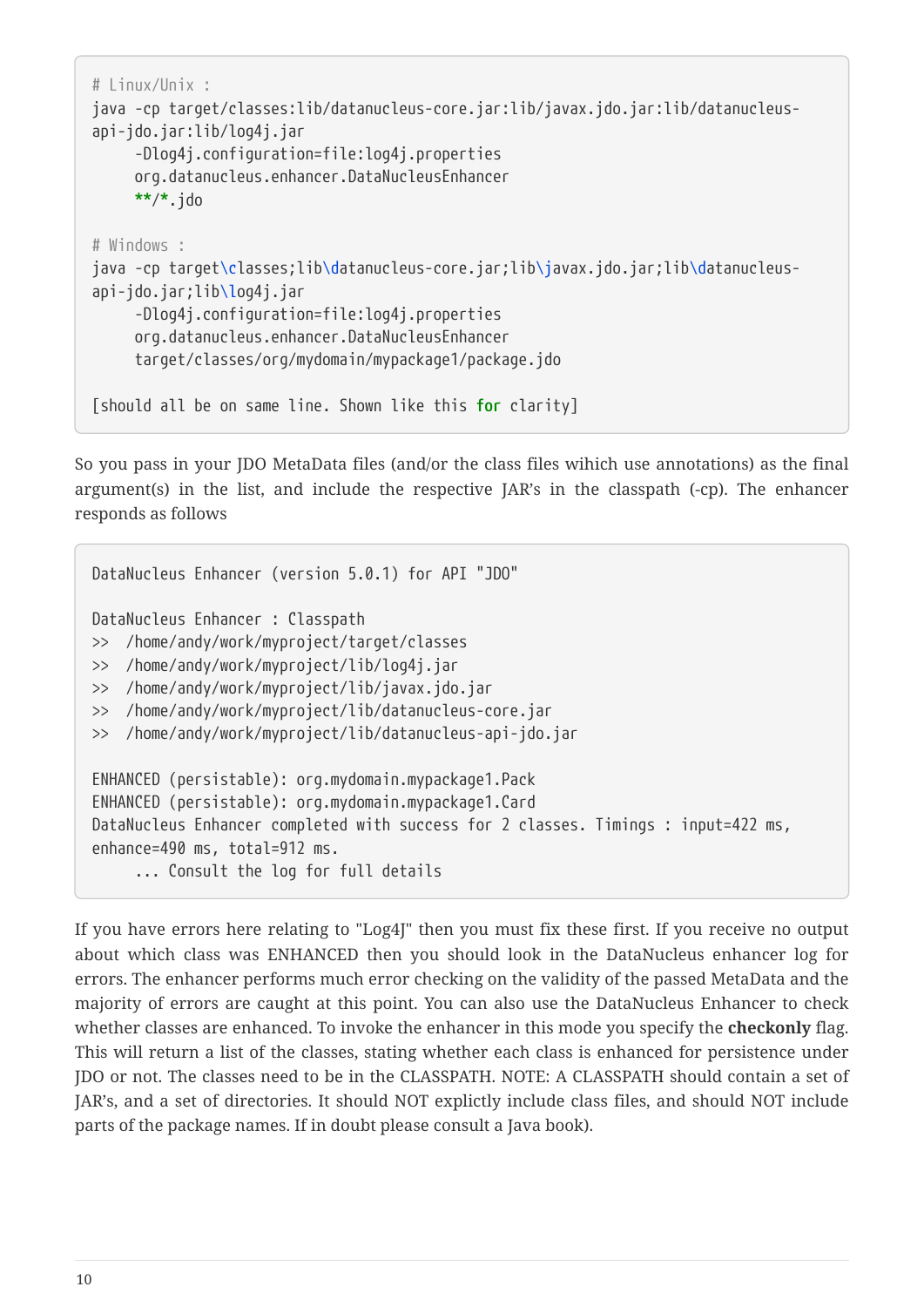```
# Linux/Unix :
java -cp target/classes:lib/datanucleus-core.jar:lib/javax.jdo.jar:lib/datanucleus-
api-jdo.jar:lib/log4j.jar
     -Dlog4j.configuration=file:log4j.properties
     org.datanucleus.enhancer.DataNucleusEnhancer
     **/*.jdo

# Windows :
java -cp target\classes;lib\datanucleus-core.jar;lib\javax.jdo.jar;lib\datanucleus-
api-jdo.jar;lib\log4j.jar
     -Dlog4j.configuration=file:log4j.properties
     org.datanucleus.enhancer.DataNucleusEnhancer
     target/classes/org/mydomain/mypackage1/package.jdo

[should all be on same line. Shown like this for clarity]
```

So you pass in your JDO MetaData files (and/or the class files wihich use annotations) as the final argument(s) in the list, and include the respective JAR's in the classpath (-cp). The enhancer responds as follows

```
DataNucleus Enhancer (version 5.0.1) for API "JDO"

DataNucleus Enhancer : Classpath
>>  /home/andy/work/myproject/target/classes
>>  /home/andy/work/myproject/lib/log4j.jar
>>  /home/andy/work/myproject/lib/javax.jdo.jar
>>  /home/andy/work/myproject/lib/datanucleus-core.jar
>>  /home/andy/work/myproject/lib/datanucleus-api-jdo.jar

ENHANCED (persistable): org.mydomain.mypackage1.Pack
ENHANCED (persistable): org.mydomain.mypackage1.Card
DataNucleus Enhancer completed with success for 2 classes. Timings : input=422 ms,
enhance=490 ms, total=912 ms.
     ... Consult the log for full details
```

If you have errors here relating to "Log4J" then you must fix these first. If you receive no output about which class was ENHANCED then you should look in the DataNucleus enhancer log for errors. The enhancer performs much error checking on the validity of the passed MetaData and the majority of errors are caught at this point. You can also use the DataNucleus Enhancer to check whether classes are enhanced. To invoke the enhancer in this mode you specify the **checkonly** flag. This will return a list of the classes, stating whether each class is enhanced for persistence under JDO or not. The classes need to be in the CLASSPATH. NOTE: A CLASSPATH should contain a set of JAR's, and a set of directories. It should NOT explictly include class files, and should NOT include parts of the package names. If in doubt please consult a Java book).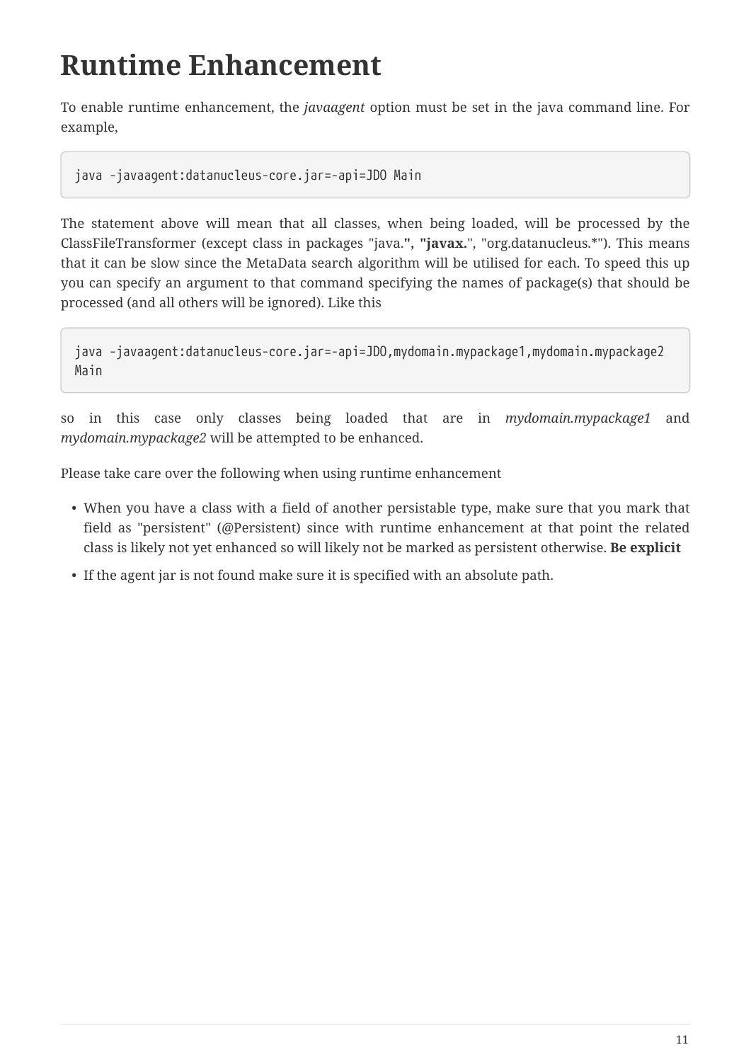# Runtime Enhancement

To enable runtime enhancement, the *javaagent* option must be set in the java command line. For example,

```
java -javaagent:datanucleus-core.jar=-api=JDO Main
```

The statement above will mean that all classes, when being loaded, will be processed by the ClassFileTransformer (except class in packages "java.**", "javax.**", "org.datanucleus.*"). This means that it can be slow since the MetaData search algorithm will be utilised for each. To speed this up you can specify an argument to that command specifying the names of package(s) that should be processed (and all others will be ignored). Like this

```
java -javaagent:datanucleus-core.jar=-api=JDO,mydomain.mypackage1,mydomain.mypackage2
Main
```

so in this case only classes being loaded that are in *mydomain.mypackage1* and *mydomain.mypackage2* will be attempted to be enhanced.

Please take care over the following when using runtime enhancement

- When you have a class with a field of another persistable type, make sure that you mark that field as "persistent" (@Persistent) since with runtime enhancement at that point the related class is likely not yet enhanced so will likely not be marked as persistent otherwise. **Be explicit**
- If the agent jar is not found make sure it is specified with an absolute path.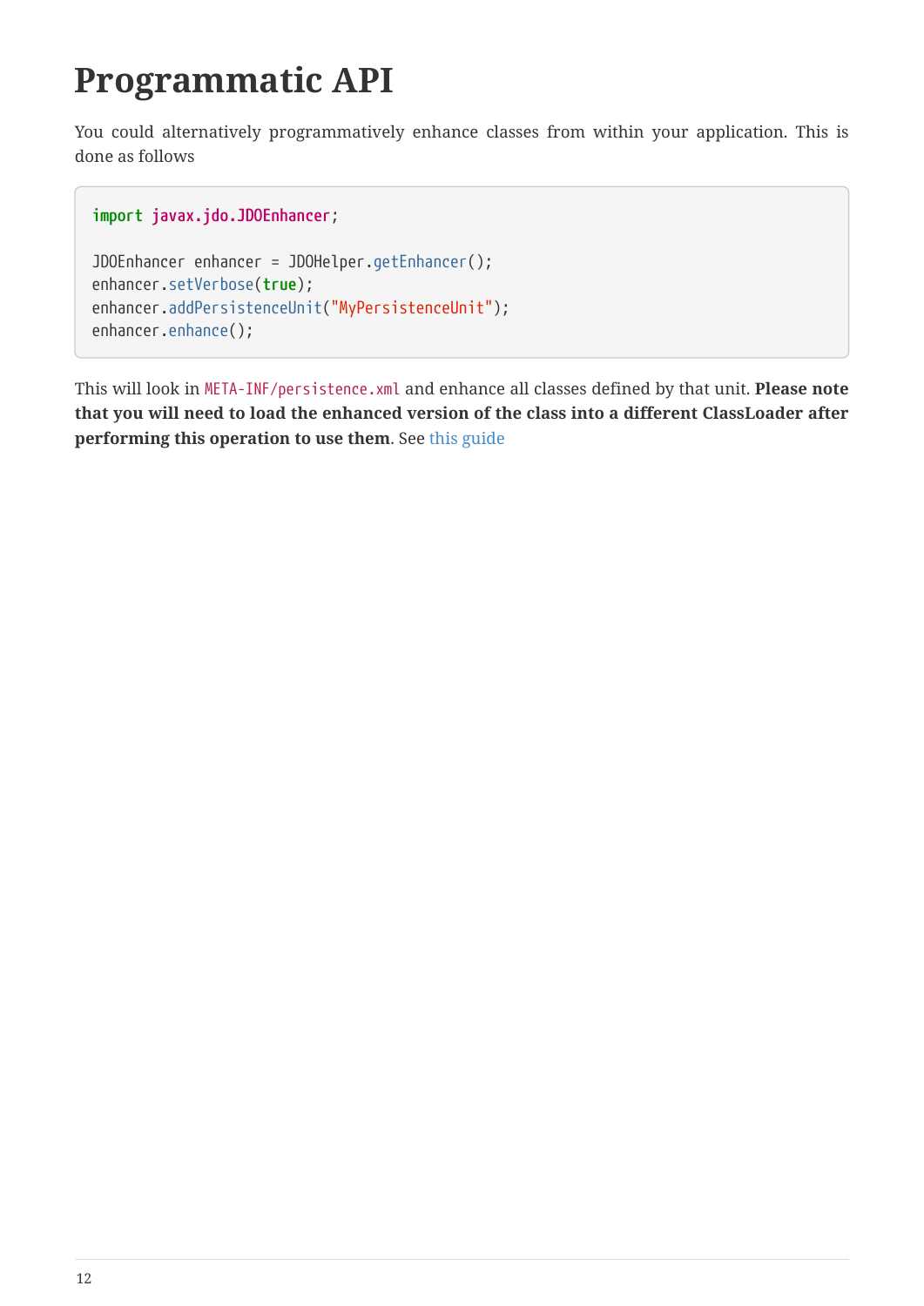# Programmatic API

You could alternatively programmatically enhance classes from within your application. This is done as follows

```
import javax.jdo.JDOEnhancer;

JDOEnhancer enhancer = JDOHelper.getEnhancer();
enhancer.setVerbose(true);
enhancer.addPersistenceUnit("MyPersistenceUnit");
enhancer.enhance();
```

This will look in `META-INF/persistence.xml` and enhance all classes defined by that unit. **Please note that you will need to load the enhanced version of the class into a different ClassLoader after performing this operation to use them**. See this guide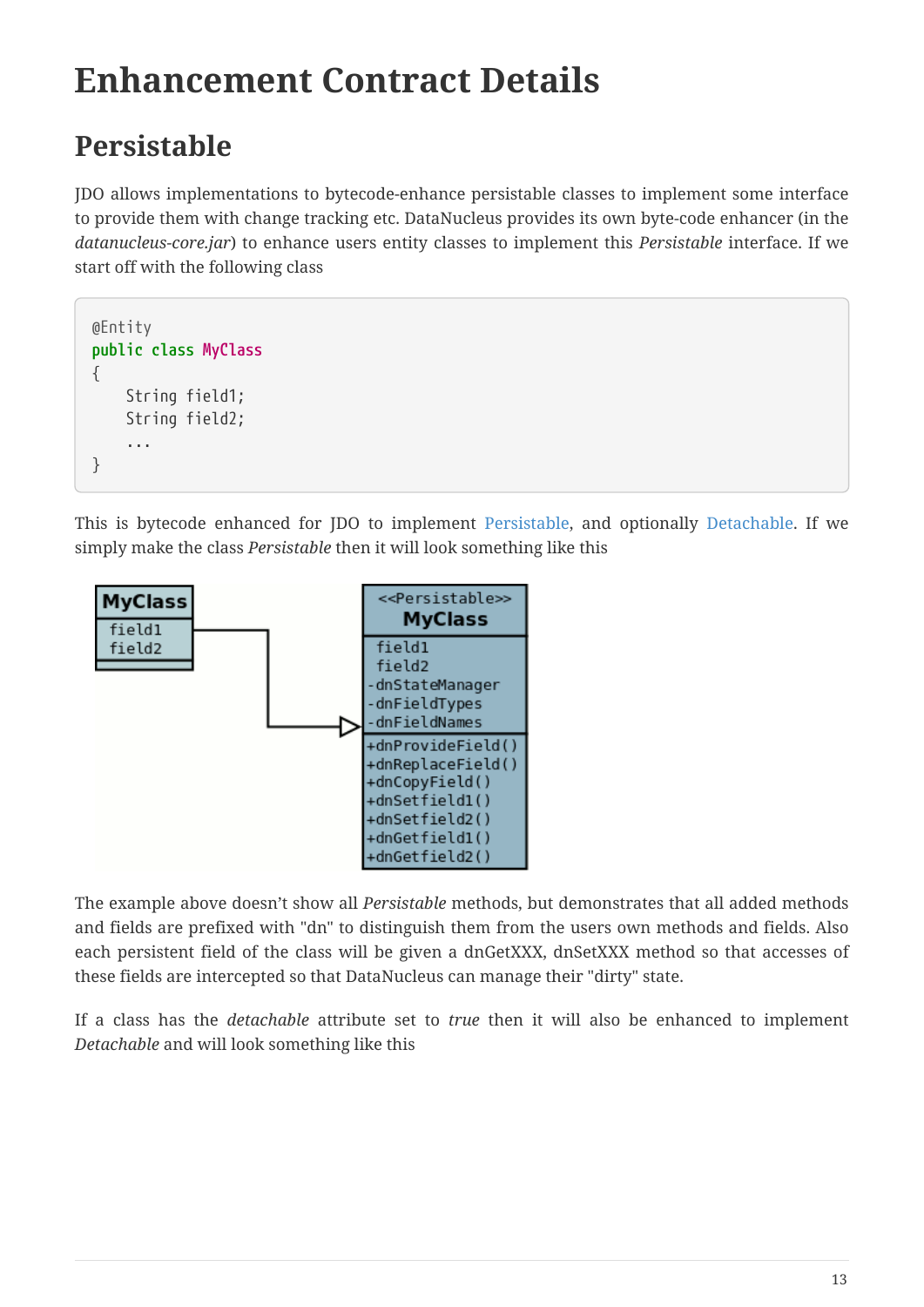# Enhancement Contract Details

## Persistable

JDO allows implementations to bytecode-enhance persistable classes to implement some interface to provide them with change tracking etc. DataNucleus provides its own byte-code enhancer (in the *datanucleus-core.jar*) to enhance users entity classes to implement this *Persistable* interface. If we start off with the following class

```
@Entity
public class MyClass
{
    String field1;
    String field2;
    ...
}
```

This is bytecode enhanced for JDO to implement Persistable, and optionally Detachable. If we simply make the class *Persistable* then it will look something like this

The example above doesn't show all *Persistable* methods, but demonstrates that all added methods and fields are prefixed with "dn" to distinguish them from the users own methods and fields. Also each persistent field of the class will be given a dnGetXXX, dnSetXXX method so that accesses of these fields are intercepted so that DataNucleus can manage their "dirty" state.

If a class has the *detachable* attribute set to *true* then it will also be enhanced to implement *Detachable* and will look something like this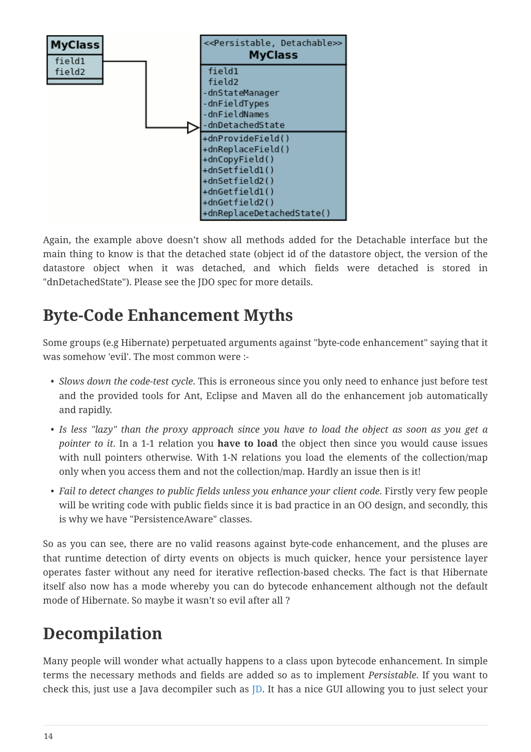Again, the example above doesn't show all methods added for the Detachable interface but the main thing to know is that the detached state (object id of the datastore object, the version of the datastore object when it was detached, and which fields were detached is stored in "dnDetachedState"). Please see the JDO spec for more details.

## Byte-Code Enhancement Myths

Some groups (e.g Hibernate) perpetuated arguments against "byte-code enhancement" saying that it was somehow 'evil'. The most common were :-

- *Slows down the code-test cycle*. This is erroneous since you only need to enhance just before test and the provided tools for Ant, Eclipse and Maven all do the enhancement job automatically and rapidly.
- *Is less "lazy" than the proxy approach since you have to load the object as soon as you get a pointer to it*. In a 1-1 relation you **have to load** the object then since you would cause issues with null pointers otherwise. With 1-N relations you load the elements of the collection/map only when you access them and not the collection/map. Hardly an issue then is it!
- *Fail to detect changes to public fields unless you enhance your client code*. Firstly very few people will be writing code with public fields since it is bad practice in an OO design, and secondly, this is why we have "PersistenceAware" classes.

So as you can see, there are no valid reasons against byte-code enhancement, and the pluses are that runtime detection of dirty events on objects is much quicker, hence your persistence layer operates faster without any need for iterative reflection-based checks. The fact is that Hibernate itself also now has a mode whereby you can do bytecode enhancement although not the default mode of Hibernate. So maybe it wasn't so evil after all ?

## Decompilation

Many people will wonder what actually happens to a class upon bytecode enhancement. In simple terms the necessary methods and fields are added so as to implement *Persistable*. If you want to check this, just use a Java decompiler such as JD. It has a nice GUI allowing you to just select your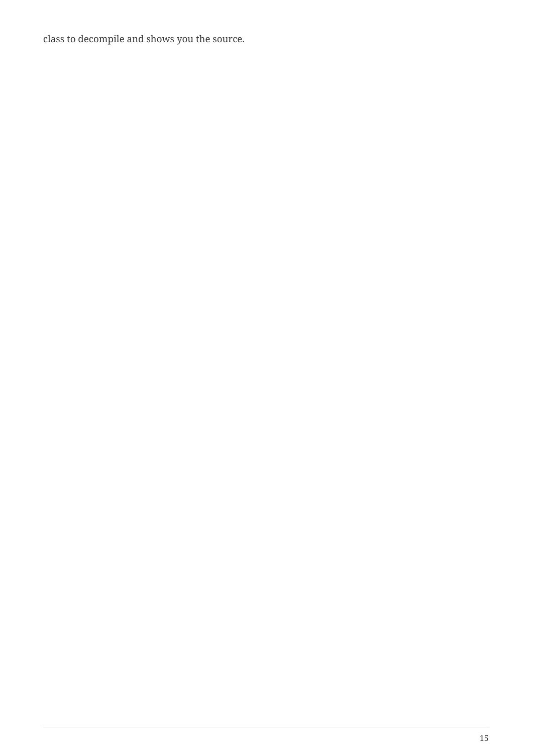class to decompile and shows you the source.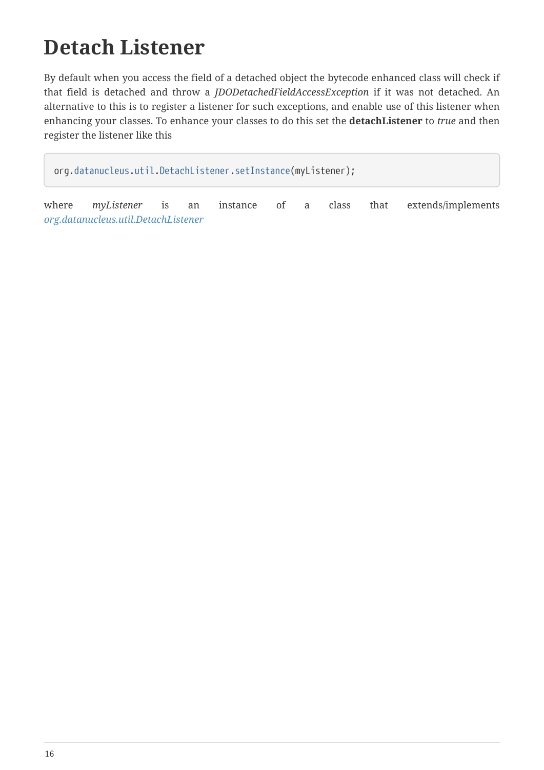# Detach Listener

By default when you access the field of a detached object the bytecode enhanced class will check if that field is detached and throw a *JDODetachedFieldAccessException* if it was not detached. An alternative to this is to register a listener for such exceptions, and enable use of this listener when enhancing your classes. To enhance your classes to do this set the **detachListener** to *true* and then register the listener like this

```
org.datanucleus.util.DetachListener.setInstance(myListener);
```

where *myListener* is an instance of a class that extends/implements *org.datanucleus.util.DetachListener*